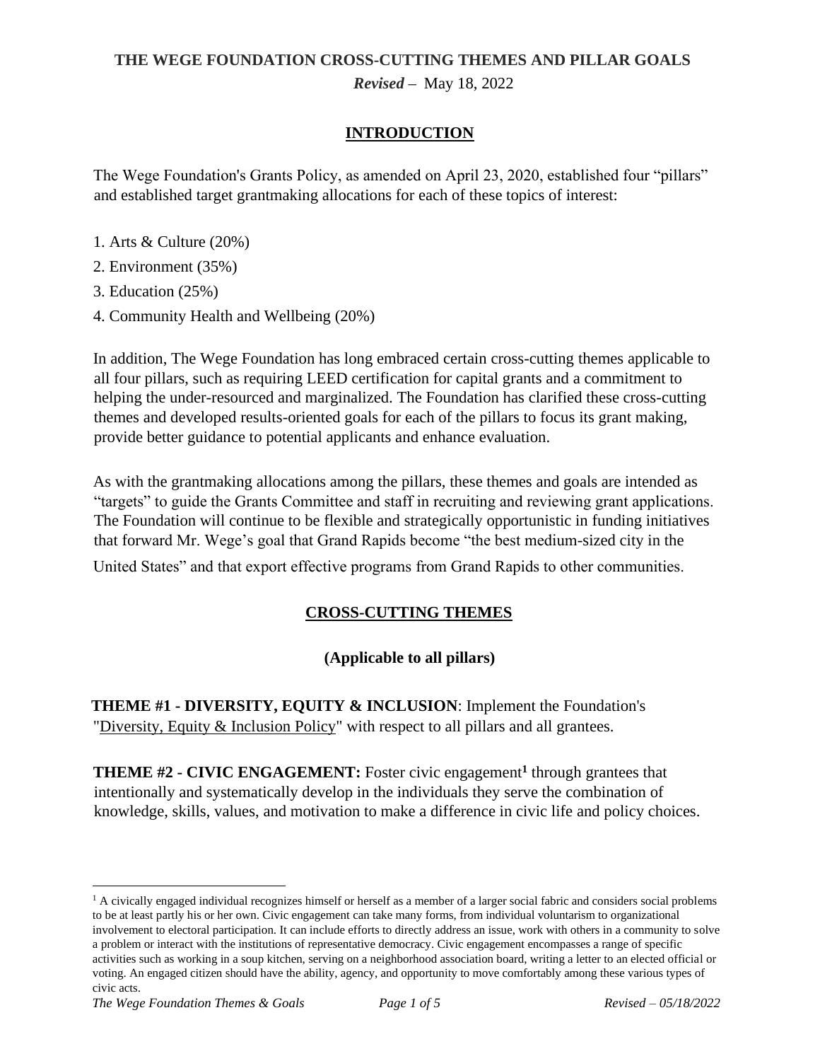# THE WEGE FOUNDATION CROSS-CUTTING THEMES AND PILLAR GOALS

***Revised*** – May 18, 2022

## INTRODUCTION

The Wege Foundation's Grants Policy, as amended on April 23, 2020, established four "pillars" and established target grantmaking allocations for each of these topics of interest:

1. Arts & Culture (20%)
2. Environment (35%)
3. Education (25%)
4. Community Health and Wellbeing (20%)

In addition, The Wege Foundation has long embraced certain cross-cutting themes applicable to all four pillars, such as requiring LEED certification for capital grants and a commitment to helping the under-resourced and marginalized. The Foundation has clarified these cross-cutting themes and developed results-oriented goals for each of the pillars to focus its grant making, provide better guidance to potential applicants and enhance evaluation.

As with the grantmaking allocations among the pillars, these themes and goals are intended as "targets" to guide the Grants Committee and staff in recruiting and reviewing grant applications. The Foundation will continue to be flexible and strategically opportunistic in funding initiatives that forward Mr. Wege's goal that Grand Rapids become "the best medium-sized city in the United States" and that export effective programs from Grand Rapids to other communities.

## CROSS-CUTTING THEMES

### (Applicable to all pillars)

**THEME #1 - DIVERSITY, EQUITY & INCLUSION**: Implement the Foundation's "Diversity, Equity & Inclusion Policy" with respect to all pillars and all grantees.

**THEME #2 - CIVIC ENGAGEMENT:** Foster civic engagement[1] through grantees that intentionally and systematically develop in the individuals they serve the combination of knowledge, skills, values, and motivation to make a difference in civic life and policy choices.

---

[1] A civically engaged individual recognizes himself or herself as a member of a larger social fabric and considers social problems to be at least partly his or her own. Civic engagement can take many forms, from individual voluntarism to organizational involvement to electoral participation. It can include efforts to directly address an issue, work with others in a community to solve a problem or interact with the institutions of representative democracy. Civic engagement encompasses a range of specific activities such as working in a soup kitchen, serving on a neighborhood association board, writing a letter to an elected official or voting. An engaged citizen should have the ability, agency, and opportunity to move comfortably among these various types of civic acts.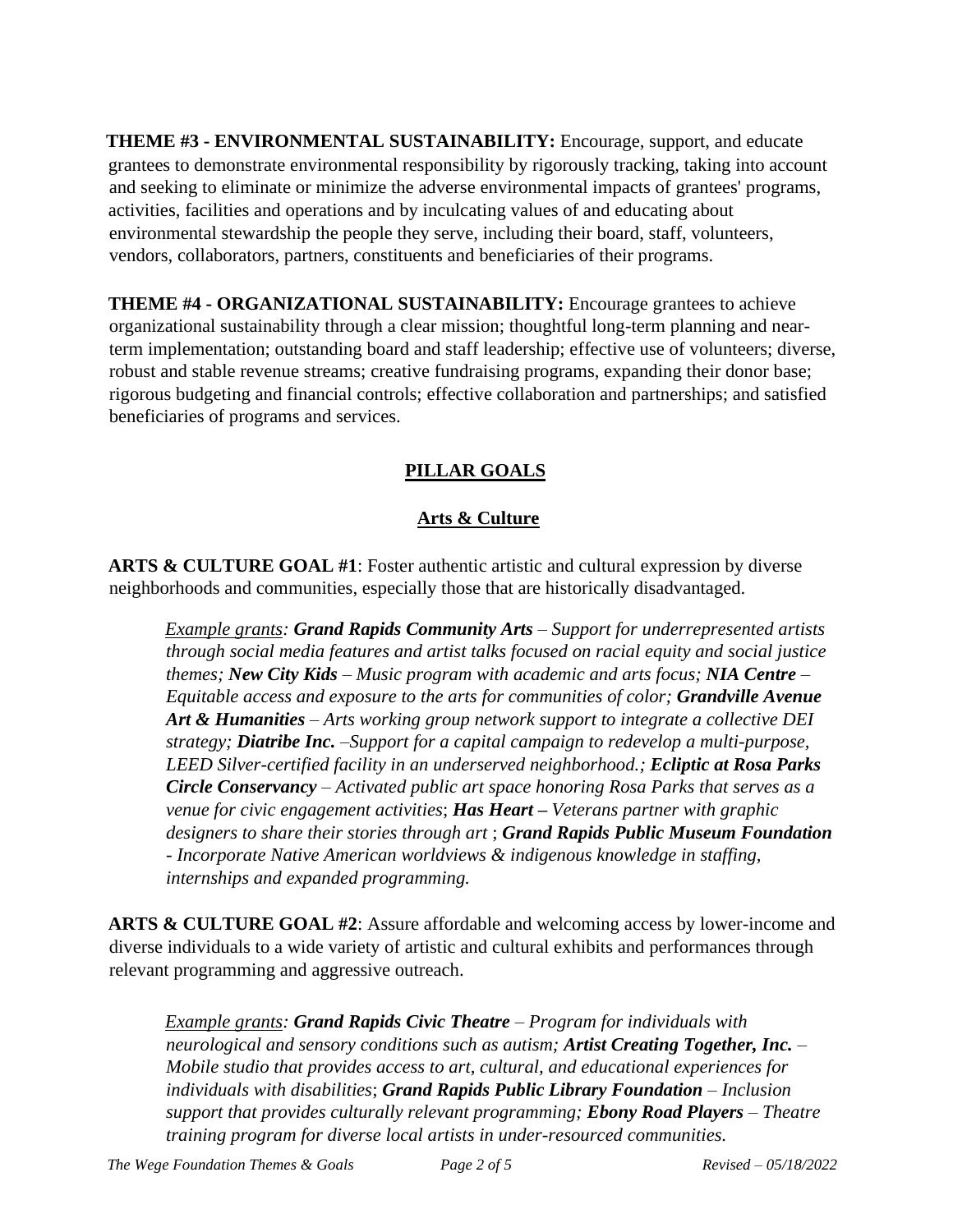**THEME #3 - ENVIRONMENTAL SUSTAINABILITY:** Encourage, support, and educate grantees to demonstrate environmental responsibility by rigorously tracking, taking into account and seeking to eliminate or minimize the adverse environmental impacts of grantees' programs, activities, facilities and operations and by inculcating values of and educating about environmental stewardship the people they serve, including their board, staff, volunteers, vendors, collaborators, partners, constituents and beneficiaries of their programs.

**THEME #4 - ORGANIZATIONAL SUSTAINABILITY:** Encourage grantees to achieve organizational sustainability through a clear mission; thoughtful long-term planning and near-term implementation; outstanding board and staff leadership; effective use of volunteers; diverse, robust and stable revenue streams; creative fundraising programs, expanding their donor base; rigorous budgeting and financial controls; effective collaboration and partnerships; and satisfied beneficiaries of programs and services.

## PILLAR GOALS

### Arts & Culture

**ARTS & CULTURE GOAL #1**: Foster authentic artistic and cultural expression by diverse neighborhoods and communities, especially those that are historically disadvantaged.

> *Example grants: **Grand Rapids Community Arts** – Support for underrepresented artists through social media features and artist talks focused on racial equity and social justice themes; **New City Kids** – Music program with academic and arts focus; **NIA Centre** – Equitable access and exposure to the arts for communities of color; **Grandville Avenue Art & Humanities** – Arts working group network support to integrate a collective DEI strategy; **Diatribe Inc.** –Support for a capital campaign to redevelop a multi-purpose, LEED Silver-certified facility in an underserved neighborhood.; **Ecliptic at Rosa Parks Circle Conservancy** – Activated public art space honoring Rosa Parks that serves as a venue for civic engagement activities; **Has Heart –** Veterans partner with graphic designers to share their stories through art ; **Grand Rapids Public Museum Foundation** - Incorporate Native American worldviews & indigenous knowledge in staffing, internships and expanded programming.*

**ARTS & CULTURE GOAL #2**: Assure affordable and welcoming access by lower-income and diverse individuals to a wide variety of artistic and cultural exhibits and performances through relevant programming and aggressive outreach.

> *Example grants: **Grand Rapids Civic Theatre** – Program for individuals with neurological and sensory conditions such as autism; **Artist Creating Together, Inc.** – Mobile studio that provides access to art, cultural, and educational experiences for individuals with disabilities; **Grand Rapids Public Library Foundation** – Inclusion support that provides culturally relevant programming; **Ebony Road Players** – Theatre training program for diverse local artists in under-resourced communities.*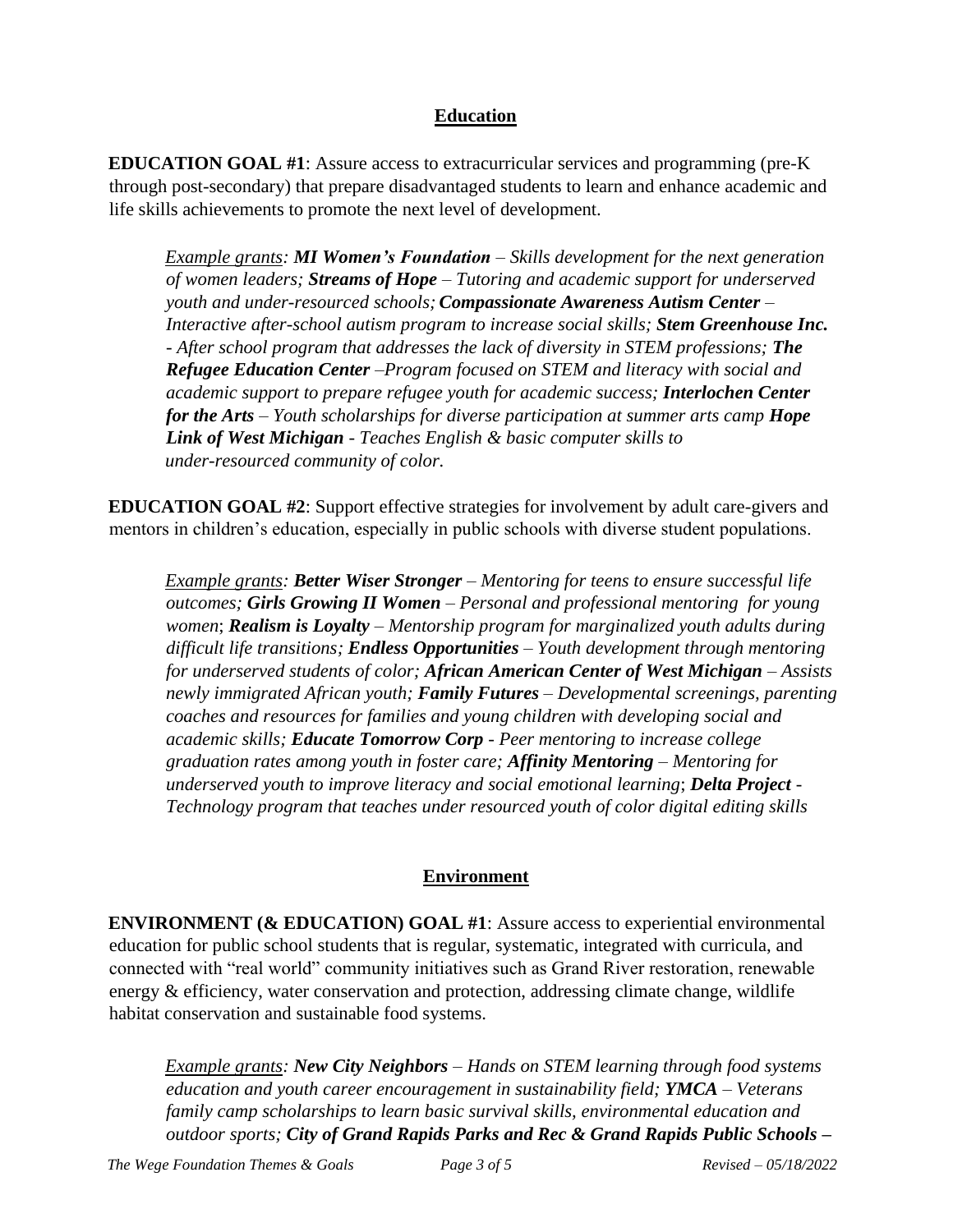## Education

**EDUCATION GOAL #1**: Assure access to extracurricular services and programming (pre-K through post-secondary) that prepare disadvantaged students to learn and enhance academic and life skills achievements to promote the next level of development.

> *Example grants: **MI Women's Foundation** – Skills development for the next generation of women leaders; **Streams of Hope** – Tutoring and academic support for underserved youth and under-resourced schools; **Compassionate Awareness Autism Center** – Interactive after-school autism program to increase social skills; **Stem Greenhouse Inc.** - After school program that addresses the lack of diversity in STEM professions; **The Refugee Education Center** –Program focused on STEM and literacy with social and academic support to prepare refugee youth for academic success; **Interlochen Center for the Arts** – Youth scholarships for diverse participation at summer arts camp **Hope Link of West Michigan** - Teaches English & basic computer skills to under-resourced community of color.*

**EDUCATION GOAL #2**: Support effective strategies for involvement by adult care-givers and mentors in children's education, especially in public schools with diverse student populations.

> *Example grants: **Better Wiser Stronger** – Mentoring for teens to ensure successful life outcomes; **Girls Growing II Women** – Personal and professional mentoring for young women*; ***Realism is Loyalty** – Mentorship program for marginalized youth adults during difficult life transitions; **Endless Opportunities** – Youth development through mentoring for underserved students of color; **African American Center of West Michigan** – Assists newly immigrated African youth; **Family Futures** – Developmental screenings, parenting coaches and resources for families and young children with developing social and academic skills; **Educate Tomorrow Corp** - Peer mentoring to increase college graduation rates among youth in foster care; **Affinity Mentoring** – Mentoring for underserved youth to improve literacy and social emotional learning*; ***Delta Project** - Technology program that teaches under resourced youth of color digital editing skills*

## Environment

**ENVIRONMENT (& EDUCATION) GOAL #1**: Assure access to experiential environmental education for public school students that is regular, systematic, integrated with curricula, and connected with "real world" community initiatives such as Grand River restoration, renewable energy & efficiency, water conservation and protection, addressing climate change, wildlife habitat conservation and sustainable food systems.

> *Example grants: **New City Neighbors** – Hands on STEM learning through food systems education and youth career encouragement in sustainability field; **YMCA** – Veterans family camp scholarships to learn basic survival skills, environmental education and outdoor sports; **City of Grand Rapids Parks and Rec & Grand Rapids Public Schools –***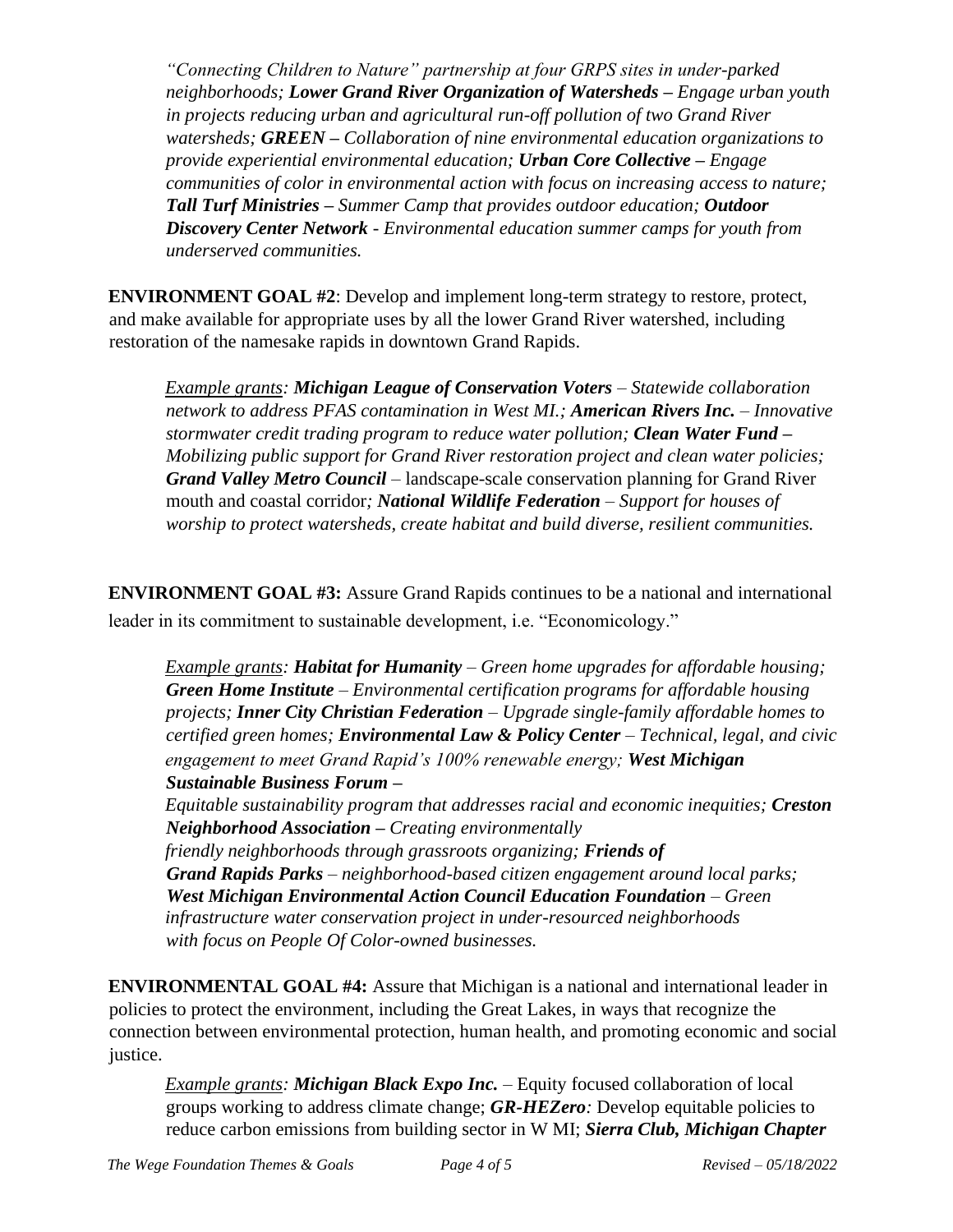*"Connecting Children to Nature" partnership at four GRPS sites in under-parked neighborhoods; **Lower Grand River Organization of Watersheds –** Engage urban youth in projects reducing urban and agricultural run-off pollution of two Grand River watersheds; **GREEN –** Collaboration of nine environmental education organizations to provide experiential environmental education; **Urban Core Collective –** Engage communities of color in environmental action with focus on increasing access to nature; **Tall Turf Ministries –** Summer Camp that provides outdoor education; **Outdoor Discovery Center Network** - Environmental education summer camps for youth from underserved communities.*

**ENVIRONMENT GOAL #2**: Develop and implement long-term strategy to restore, protect, and make available for appropriate uses by all the lower Grand River watershed, including restoration of the namesake rapids in downtown Grand Rapids.

*Example grants: **Michigan League of Conservation Voters** – Statewide collaboration network to address PFAS contamination in West MI.; **American Rivers Inc.** – Innovative stormwater credit trading program to reduce water pollution; **Clean Water Fund –** Mobilizing public support for Grand River restoration project and clean water policies;* ***Grand Valley Metro Council*** – landscape-scale conservation planning for Grand River mouth and coastal corridor*; **National Wildlife Federation** – Support for houses of worship to protect watersheds, create habitat and build diverse, resilient communities.*

**ENVIRONMENT GOAL #3:** Assure Grand Rapids continues to be a national and international leader in its commitment to sustainable development, i.e. "Economicology."

*Example grants: **Habitat for Humanity** – Green home upgrades for affordable housing; **Green Home Institute** – Environmental certification programs for affordable housing projects; **Inner City Christian Federation** – Upgrade single-family affordable homes to certified green homes; **Environmental Law & Policy Center** – Technical, legal, and civic engagement to meet Grand Rapid's 100% renewable energy; **West Michigan Sustainable Business Forum –** Equitable sustainability program that addresses racial and economic inequities; **Creston Neighborhood Association –** Creating environmentally friendly neighborhoods through grassroots organizing; **Friends of Grand Rapids Parks** – neighborhood-based citizen engagement around local parks; **West Michigan Environmental Action Council Education Foundation** – Green infrastructure water conservation project in under-resourced neighborhoods with focus on People Of Color-owned businesses.*

**ENVIRONMENTAL GOAL #4:** Assure that Michigan is a national and international leader in policies to protect the environment, including the Great Lakes, in ways that recognize the connection between environmental protection, human health, and promoting economic and social justice.

*Example grants: **Michigan Black Expo Inc.*** – Equity focused collaboration of local groups working to address climate change; ***GR-HEZero:*** Develop equitable policies to reduce carbon emissions from building sector in W MI; ***Sierra Club, Michigan Chapter***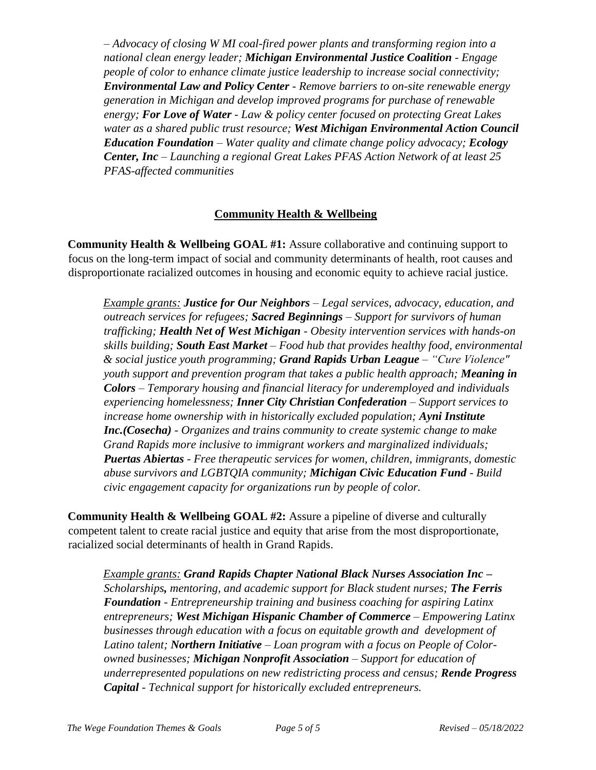*– Advocacy of closing W MI coal-fired power plants and transforming region into a national clean energy leader; **Michigan Environmental Justice Coalition** - Engage people of color to enhance climate justice leadership to increase social connectivity; **Environmental Law and Policy Center** - Remove barriers to on-site renewable energy generation in Michigan and develop improved programs for purchase of renewable energy; **For Love of Water** - Law & policy center focused on protecting Great Lakes water as a shared public trust resource; **West Michigan Environmental Action Council Education Foundation** – Water quality and climate change policy advocacy; **Ecology Center, Inc** – Launching a regional Great Lakes PFAS Action Network of at least 25 PFAS-affected communities*

## Community Health & Wellbeing

**Community Health & Wellbeing GOAL #1:** Assure collaborative and continuing support to focus on the long-term impact of social and community determinants of health, root causes and disproportionate racialized outcomes in housing and economic equity to achieve racial justice.

*Example grants: **Justice for Our Neighbors** – Legal services, advocacy, education, and outreach services for refugees; **Sacred Beginnings** – Support for survivors of human trafficking; **Health Net of West Michigan** - Obesity intervention services with hands-on skills building; **South East Market** – Food hub that provides healthy food, environmental & social justice youth programming; **Grand Rapids Urban League** – "Cure Violence" youth support and prevention program that takes a public health approach; **Meaning in Colors** – Temporary housing and financial literacy for underemployed and individuals experiencing homelessness; **Inner City Christian Confederation** – Support services to increase home ownership with in historically excluded population; **Ayni Institute Inc.(Cosecha)** - Organizes and trains community to create systemic change to make Grand Rapids more inclusive to immigrant workers and marginalized individuals; **Puertas Abiertas** - Free therapeutic services for women, children, immigrants, domestic abuse survivors and LGBTQIA community; **Michigan Civic Education Fund** - Build civic engagement capacity for organizations run by people of color.*

**Community Health & Wellbeing GOAL #2:** Assure a pipeline of diverse and culturally competent talent to create racial justice and equity that arise from the most disproportionate, racialized social determinants of health in Grand Rapids.

*Example grants: **Grand Rapids Chapter National Black Nurses Association Inc** – Scholarships, mentoring, and academic support for Black student nurses; **The Ferris Foundation** - Entrepreneurship training and business coaching for aspiring Latinx entrepreneurs; **West Michigan Hispanic Chamber of Commerce** – Empowering Latinx businesses through education with a focus on equitable growth and development of Latino talent; **Northern Initiative** – Loan program with a focus on People of Color-owned businesses; **Michigan Nonprofit Association** – Support for education of underrepresented populations on new redistricting process and census; **Rende Progress Capital** - Technical support for historically excluded entrepreneurs.*